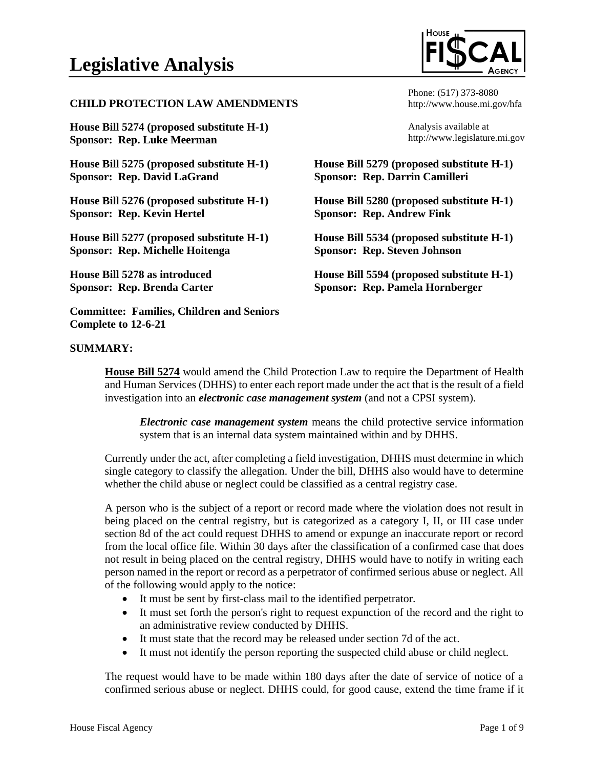# Legislative Analysis

**CHILD PROTECTION LAW AMENDMENTS**

Phone: (517) 373-8080
http://www.house.mi.gov/hfa

Analysis available at
http://www.legislature.mi.gov

**House Bill 5274 (proposed substitute H-1)**
**Sponsor: Rep. Luke Meerman**

**House Bill 5275 (proposed substitute H-1)**
**Sponsor: Rep. David LaGrand**

**House Bill 5276 (proposed substitute H-1)**
**Sponsor: Rep. Kevin Hertel**

**House Bill 5277 (proposed substitute H-1)**
**Sponsor: Rep. Michelle Hoitenga**

**House Bill 5278 as introduced**
**Sponsor: Rep. Brenda Carter**

**House Bill 5279 (proposed substitute H-1)**
**Sponsor: Rep. Darrin Camilleri**

**House Bill 5280 (proposed substitute H-1)**
**Sponsor: Rep. Andrew Fink**

**House Bill 5534 (proposed substitute H-1)**
**Sponsor: Rep. Steven Johnson**

**House Bill 5594 (proposed substitute H-1)**
**Sponsor: Rep. Pamela Hornberger**

**Committee: Families, Children and Seniors**
**Complete to 12-6-21**

## SUMMARY:

**House Bill 5274** would amend the Child Protection Law to require the Department of Health and Human Services (DHHS) to enter each report made under the act that is the result of a field investigation into an ***electronic case management system*** (and not a CPSI system).

> ***Electronic case management system*** means the child protective service information system that is an internal data system maintained within and by DHHS.

Currently under the act, after completing a field investigation, DHHS must determine in which single category to classify the allegation. Under the bill, DHHS also would have to determine whether the child abuse or neglect could be classified as a central registry case.

A person who is the subject of a report or record made where the violation does not result in being placed on the central registry, but is categorized as a category I, II, or III case under section 8d of the act could request DHHS to amend or expunge an inaccurate report or record from the local office file. Within 30 days after the classification of a confirmed case that does not result in being placed on the central registry, DHHS would have to notify in writing each person named in the report or record as a perpetrator of confirmed serious abuse or neglect. All of the following would apply to the notice:

- It must be sent by first-class mail to the identified perpetrator.
- It must set forth the person's right to request expunction of the record and the right to an administrative review conducted by DHHS.
- It must state that the record may be released under section 7d of the act.
- It must not identify the person reporting the suspected child abuse or child neglect.

The request would have to be made within 180 days after the date of service of notice of a confirmed serious abuse or neglect. DHHS could, for good cause, extend the time frame if it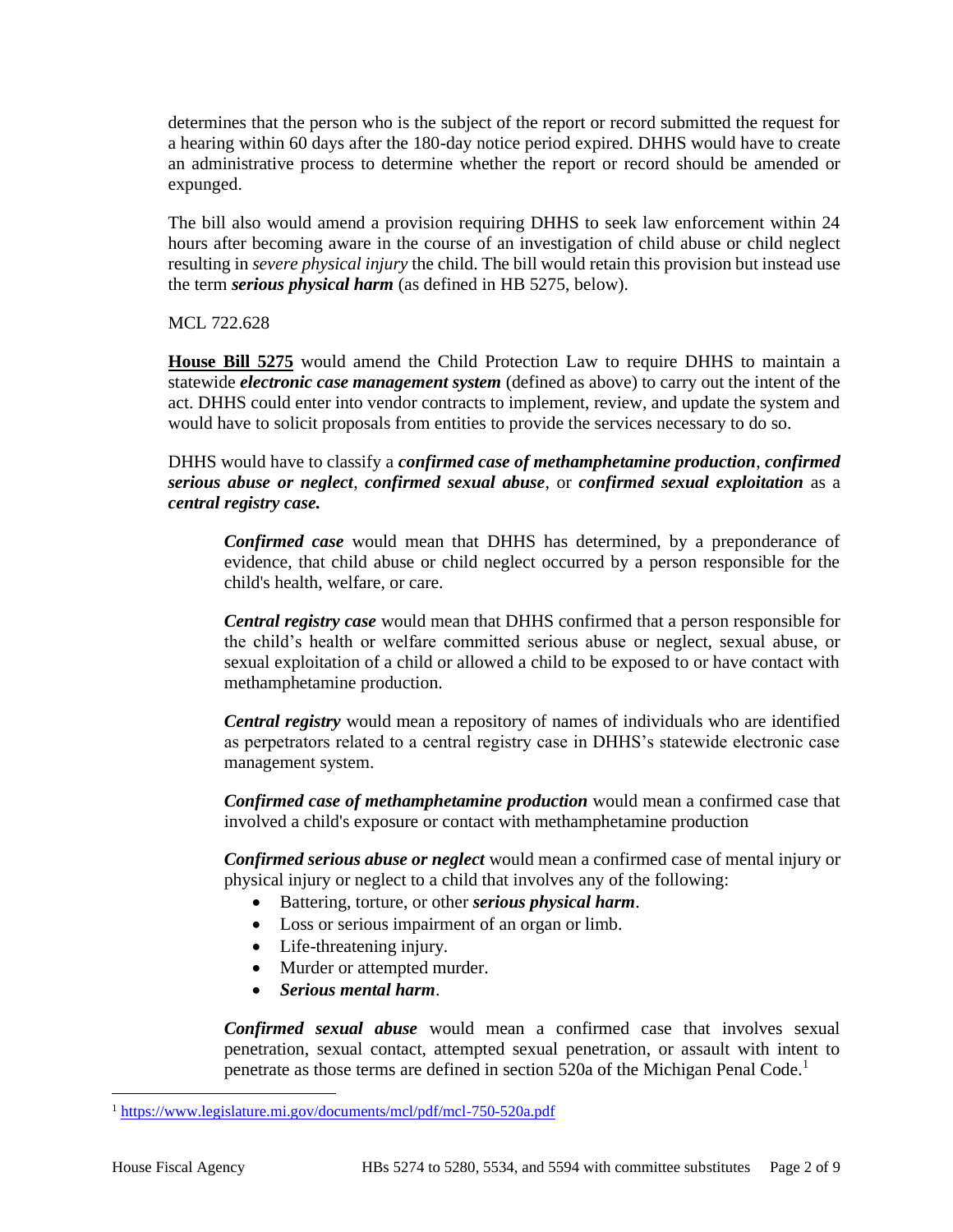determines that the person who is the subject of the report or record submitted the request for a hearing within 60 days after the 180-day notice period expired. DHHS would have to create an administrative process to determine whether the report or record should be amended or expunged.

The bill also would amend a provision requiring DHHS to seek law enforcement within 24 hours after becoming aware in the course of an investigation of child abuse or child neglect resulting in *severe physical injury* the child. The bill would retain this provision but instead use the term ***serious physical harm*** (as defined in HB 5275, below).

MCL 722.628

**House Bill 5275** would amend the Child Protection Law to require DHHS to maintain a statewide ***electronic case management system*** (defined as above) to carry out the intent of the act. DHHS could enter into vendor contracts to implement, review, and update the system and would have to solicit proposals from entities to provide the services necessary to do so.

DHHS would have to classify a ***confirmed case of methamphetamine production***, ***confirmed serious abuse or neglect***, ***confirmed sexual abuse***, or ***confirmed sexual exploitation*** as a ***central registry case.***

> ***Confirmed case*** would mean that DHHS has determined, by a preponderance of evidence, that child abuse or child neglect occurred by a person responsible for the child's health, welfare, or care.
>
> ***Central registry case*** would mean that DHHS confirmed that a person responsible for the child's health or welfare committed serious abuse or neglect, sexual abuse, or sexual exploitation of a child or allowed a child to be exposed to or have contact with methamphetamine production.
>
> ***Central registry*** would mean a repository of names of individuals who are identified as perpetrators related to a central registry case in DHHS's statewide electronic case management system.
>
> ***Confirmed case of methamphetamine production*** would mean a confirmed case that involved a child's exposure or contact with methamphetamine production
>
> ***Confirmed serious abuse or neglect*** would mean a confirmed case of mental injury or physical injury or neglect to a child that involves any of the following:
>
> - Battering, torture, or other ***serious physical harm***.
> - Loss or serious impairment of an organ or limb.
> - Life-threatening injury.
> - Murder or attempted murder.
> - ***Serious mental harm***.
>
> ***Confirmed sexual abuse*** would mean a confirmed case that involves sexual penetration, sexual contact, attempted sexual penetration, or assault with intent to penetrate as those terms are defined in section 520a of the Michigan Penal Code.[1]

[1] https://www.legislature.mi.gov/documents/mcl/pdf/mcl-750-520a.pdf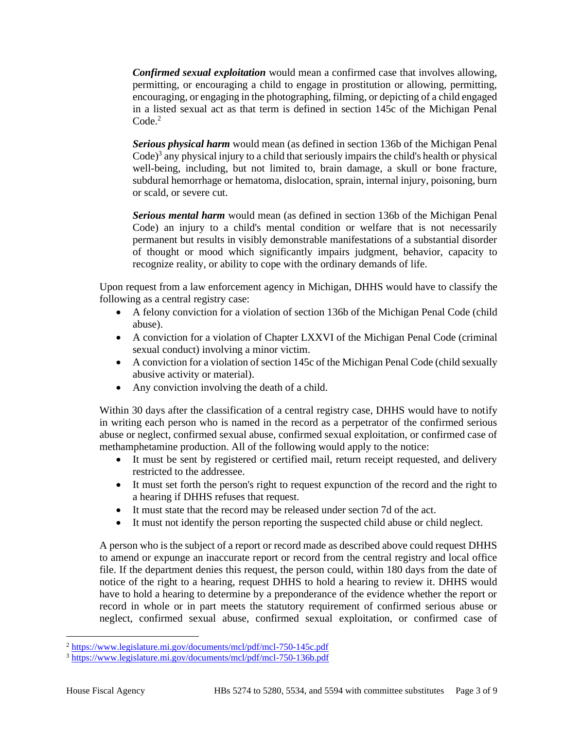***Confirmed sexual exploitation*** would mean a confirmed case that involves allowing, permitting, or encouraging a child to engage in prostitution or allowing, permitting, encouraging, or engaging in the photographing, filming, or depicting of a child engaged in a listed sexual act as that term is defined in section 145c of the Michigan Penal Code.[2]

***Serious physical harm*** would mean (as defined in section 136b of the Michigan Penal Code)[3] any physical injury to a child that seriously impairs the child's health or physical well-being, including, but not limited to, brain damage, a skull or bone fracture, subdural hemorrhage or hematoma, dislocation, sprain, internal injury, poisoning, burn or scald, or severe cut.

***Serious mental harm*** would mean (as defined in section 136b of the Michigan Penal Code) an injury to a child's mental condition or welfare that is not necessarily permanent but results in visibly demonstrable manifestations of a substantial disorder of thought or mood which significantly impairs judgment, behavior, capacity to recognize reality, or ability to cope with the ordinary demands of life.

Upon request from a law enforcement agency in Michigan, DHHS would have to classify the following as a central registry case:

- A felony conviction for a violation of section 136b of the Michigan Penal Code (child abuse).
- A conviction for a violation of Chapter LXXVI of the Michigan Penal Code (criminal sexual conduct) involving a minor victim.
- A conviction for a violation of section 145c of the Michigan Penal Code (child sexually abusive activity or material).
- Any conviction involving the death of a child.

Within 30 days after the classification of a central registry case, DHHS would have to notify in writing each person who is named in the record as a perpetrator of the confirmed serious abuse or neglect, confirmed sexual abuse, confirmed sexual exploitation, or confirmed case of methamphetamine production. All of the following would apply to the notice:

- It must be sent by registered or certified mail, return receipt requested, and delivery restricted to the addressee.
- It must set forth the person's right to request expunction of the record and the right to a hearing if DHHS refuses that request.
- It must state that the record may be released under section 7d of the act.
- It must not identify the person reporting the suspected child abuse or child neglect.

A person who is the subject of a report or record made as described above could request DHHS to amend or expunge an inaccurate report or record from the central registry and local office file. If the department denies this request, the person could, within 180 days from the date of notice of the right to a hearing, request DHHS to hold a hearing to review it. DHHS would have to hold a hearing to determine by a preponderance of the evidence whether the report or record in whole or in part meets the statutory requirement of confirmed serious abuse or neglect, confirmed sexual abuse, confirmed sexual exploitation, or confirmed case of

---

[2] https://www.legislature.mi.gov/documents/mcl/pdf/mcl-750-145c.pdf

[3] https://www.legislature.mi.gov/documents/mcl/pdf/mcl-750-136b.pdf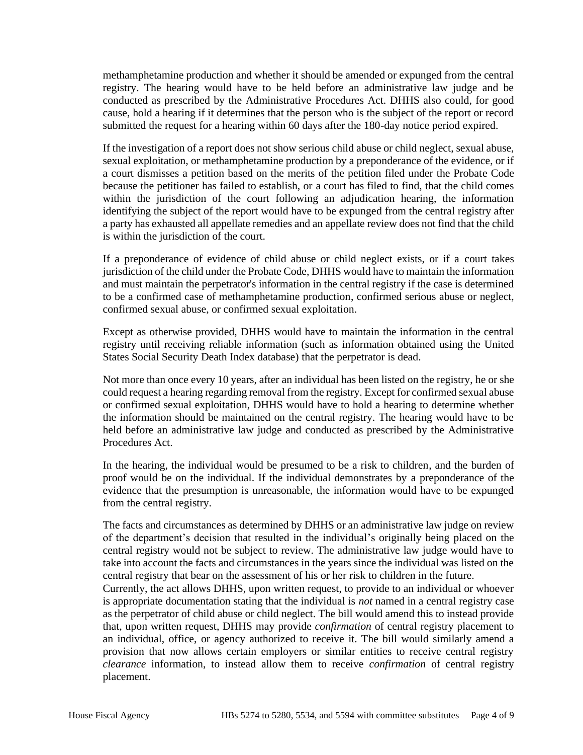methamphetamine production and whether it should be amended or expunged from the central registry. The hearing would have to be held before an administrative law judge and be conducted as prescribed by the Administrative Procedures Act. DHHS also could, for good cause, hold a hearing if it determines that the person who is the subject of the report or record submitted the request for a hearing within 60 days after the 180-day notice period expired.

If the investigation of a report does not show serious child abuse or child neglect, sexual abuse, sexual exploitation, or methamphetamine production by a preponderance of the evidence, or if a court dismisses a petition based on the merits of the petition filed under the Probate Code because the petitioner has failed to establish, or a court has filed to find, that the child comes within the jurisdiction of the court following an adjudication hearing, the information identifying the subject of the report would have to be expunged from the central registry after a party has exhausted all appellate remedies and an appellate review does not find that the child is within the jurisdiction of the court.

If a preponderance of evidence of child abuse or child neglect exists, or if a court takes jurisdiction of the child under the Probate Code, DHHS would have to maintain the information and must maintain the perpetrator's information in the central registry if the case is determined to be a confirmed case of methamphetamine production, confirmed serious abuse or neglect, confirmed sexual abuse, or confirmed sexual exploitation.

Except as otherwise provided, DHHS would have to maintain the information in the central registry until receiving reliable information (such as information obtained using the United States Social Security Death Index database) that the perpetrator is dead.

Not more than once every 10 years, after an individual has been listed on the registry, he or she could request a hearing regarding removal from the registry. Except for confirmed sexual abuse or confirmed sexual exploitation, DHHS would have to hold a hearing to determine whether the information should be maintained on the central registry. The hearing would have to be held before an administrative law judge and conducted as prescribed by the Administrative Procedures Act.

In the hearing, the individual would be presumed to be a risk to children, and the burden of proof would be on the individual. If the individual demonstrates by a preponderance of the evidence that the presumption is unreasonable, the information would have to be expunged from the central registry.

The facts and circumstances as determined by DHHS or an administrative law judge on review of the department's decision that resulted in the individual's originally being placed on the central registry would not be subject to review. The administrative law judge would have to take into account the facts and circumstances in the years since the individual was listed on the central registry that bear on the assessment of his or her risk to children in the future.

Currently, the act allows DHHS, upon written request, to provide to an individual or whoever is appropriate documentation stating that the individual is *not* named in a central registry case as the perpetrator of child abuse or child neglect. The bill would amend this to instead provide that, upon written request, DHHS may provide *confirmation* of central registry placement to an individual, office, or agency authorized to receive it. The bill would similarly amend a provision that now allows certain employers or similar entities to receive central registry *clearance* information, to instead allow them to receive *confirmation* of central registry placement.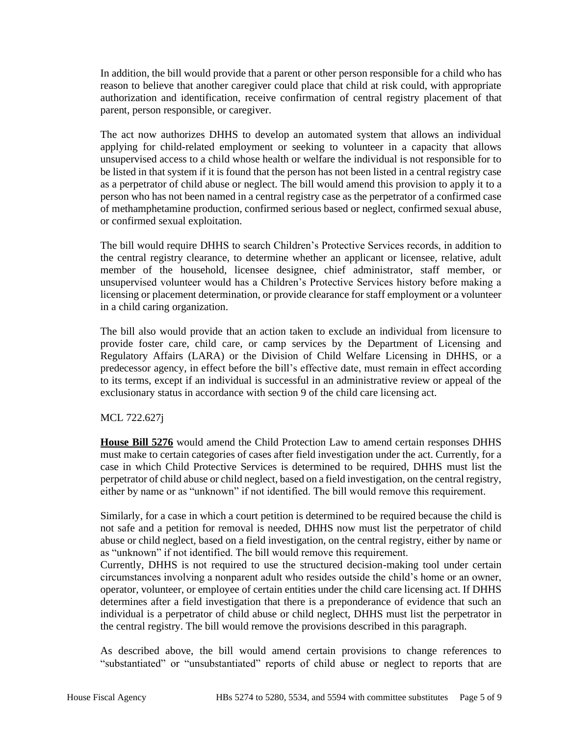In addition, the bill would provide that a parent or other person responsible for a child who has reason to believe that another caregiver could place that child at risk could, with appropriate authorization and identification, receive confirmation of central registry placement of that parent, person responsible, or caregiver.

The act now authorizes DHHS to develop an automated system that allows an individual applying for child-related employment or seeking to volunteer in a capacity that allows unsupervised access to a child whose health or welfare the individual is not responsible for to be listed in that system if it is found that the person has not been listed in a central registry case as a perpetrator of child abuse or neglect. The bill would amend this provision to apply it to a person who has not been named in a central registry case as the perpetrator of a confirmed case of methamphetamine production, confirmed serious based or neglect, confirmed sexual abuse, or confirmed sexual exploitation.

The bill would require DHHS to search Children's Protective Services records, in addition to the central registry clearance, to determine whether an applicant or licensee, relative, adult member of the household, licensee designee, chief administrator, staff member, or unsupervised volunteer would has a Children's Protective Services history before making a licensing or placement determination, or provide clearance for staff employment or a volunteer in a child caring organization.

The bill also would provide that an action taken to exclude an individual from licensure to provide foster care, child care, or camp services by the Department of Licensing and Regulatory Affairs (LARA) or the Division of Child Welfare Licensing in DHHS, or a predecessor agency, in effect before the bill's effective date, must remain in effect according to its terms, except if an individual is successful in an administrative review or appeal of the exclusionary status in accordance with section 9 of the child care licensing act.

MCL 722.627j

**House Bill 5276** would amend the Child Protection Law to amend certain responses DHHS must make to certain categories of cases after field investigation under the act. Currently, for a case in which Child Protective Services is determined to be required, DHHS must list the perpetrator of child abuse or child neglect, based on a field investigation, on the central registry, either by name or as "unknown" if not identified. The bill would remove this requirement.

Similarly, for a case in which a court petition is determined to be required because the child is not safe and a petition for removal is needed, DHHS now must list the perpetrator of child abuse or child neglect, based on a field investigation, on the central registry, either by name or as "unknown" if not identified. The bill would remove this requirement.

Currently, DHHS is not required to use the structured decision-making tool under certain circumstances involving a nonparent adult who resides outside the child's home or an owner, operator, volunteer, or employee of certain entities under the child care licensing act. If DHHS determines after a field investigation that there is a preponderance of evidence that such an individual is a perpetrator of child abuse or child neglect, DHHS must list the perpetrator in the central registry. The bill would remove the provisions described in this paragraph.

As described above, the bill would amend certain provisions to change references to "substantiated" or "unsubstantiated" reports of child abuse or neglect to reports that are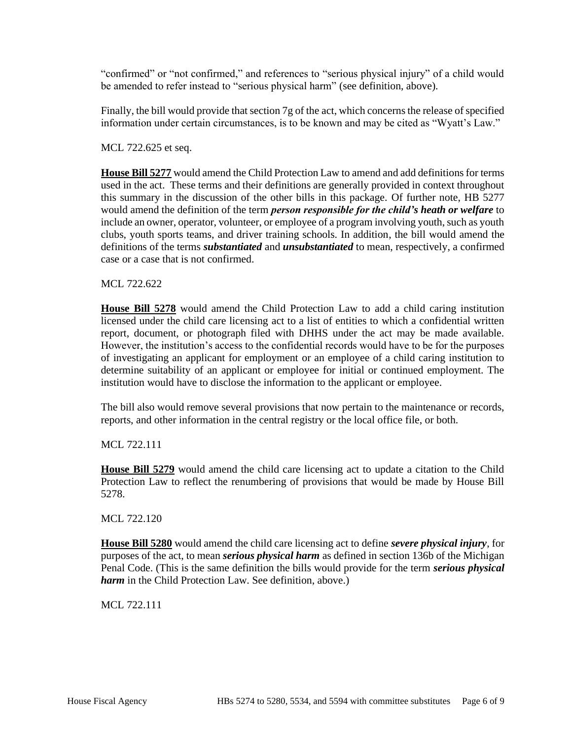"confirmed" or "not confirmed," and references to "serious physical injury" of a child would be amended to refer instead to "serious physical harm" (see definition, above).

Finally, the bill would provide that section 7g of the act, which concerns the release of specified information under certain circumstances, is to be known and may be cited as "Wyatt's Law."

MCL 722.625 et seq.

**House Bill 5277** would amend the Child Protection Law to amend and add definitions for terms used in the act. These terms and their definitions are generally provided in context throughout this summary in the discussion of the other bills in this package. Of further note, HB 5277 would amend the definition of the term ***person responsible for the child's heath or welfare*** to include an owner, operator, volunteer, or employee of a program involving youth, such as youth clubs, youth sports teams, and driver training schools. In addition, the bill would amend the definitions of the terms ***substantiated*** and ***unsubstantiated*** to mean, respectively, a confirmed case or a case that is not confirmed.

MCL 722.622

**House Bill 5278** would amend the Child Protection Law to add a child caring institution licensed under the child care licensing act to a list of entities to which a confidential written report, document, or photograph filed with DHHS under the act may be made available. However, the institution's access to the confidential records would have to be for the purposes of investigating an applicant for employment or an employee of a child caring institution to determine suitability of an applicant or employee for initial or continued employment. The institution would have to disclose the information to the applicant or employee.

The bill also would remove several provisions that now pertain to the maintenance or records, reports, and other information in the central registry or the local office file, or both.

MCL 722.111

**House Bill 5279** would amend the child care licensing act to update a citation to the Child Protection Law to reflect the renumbering of provisions that would be made by House Bill 5278.

MCL 722.120

**House Bill 5280** would amend the child care licensing act to define ***severe physical injury***, for purposes of the act, to mean ***serious physical harm*** as defined in section 136b of the Michigan Penal Code. (This is the same definition the bills would provide for the term ***serious physical harm*** in the Child Protection Law. See definition, above.)

MCL 722.111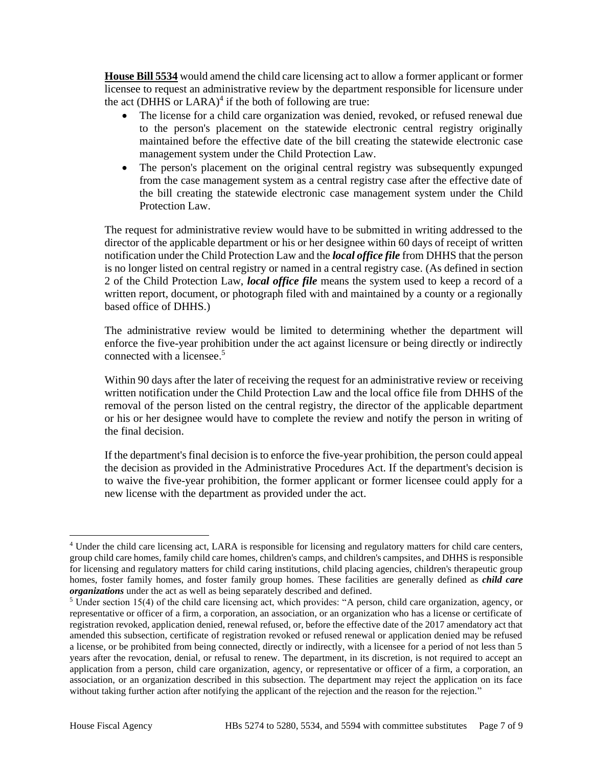**House Bill 5534** would amend the child care licensing act to allow a former applicant or former licensee to request an administrative review by the department responsible for licensure under the act (DHHS or LARA)[4] if the both of following are true:

- The license for a child care organization was denied, revoked, or refused renewal due to the person's placement on the statewide electronic central registry originally maintained before the effective date of the bill creating the statewide electronic case management system under the Child Protection Law.
- The person's placement on the original central registry was subsequently expunged from the case management system as a central registry case after the effective date of the bill creating the statewide electronic case management system under the Child Protection Law.

The request for administrative review would have to be submitted in writing addressed to the director of the applicable department or his or her designee within 60 days of receipt of written notification under the Child Protection Law and the ***local office file*** from DHHS that the person is no longer listed on central registry or named in a central registry case. (As defined in section 2 of the Child Protection Law, ***local office file*** means the system used to keep a record of a written report, document, or photograph filed with and maintained by a county or a regionally based office of DHHS.)

The administrative review would be limited to determining whether the department will enforce the five-year prohibition under the act against licensure or being directly or indirectly connected with a licensee.[5]

Within 90 days after the later of receiving the request for an administrative review or receiving written notification under the Child Protection Law and the local office file from DHHS of the removal of the person listed on the central registry, the director of the applicable department or his or her designee would have to complete the review and notify the person in writing of the final decision.

If the department's final decision is to enforce the five-year prohibition, the person could appeal the decision as provided in the Administrative Procedures Act. If the department's decision is to waive the five-year prohibition, the former applicant or former licensee could apply for a new license with the department as provided under the act.

---

[4] Under the child care licensing act, LARA is responsible for licensing and regulatory matters for child care centers, group child care homes, family child care homes, children's camps, and children's campsites, and DHHS is responsible for licensing and regulatory matters for child caring institutions, child placing agencies, children's therapeutic group homes, foster family homes, and foster family group homes. These facilities are generally defined as ***child care organizations*** under the act as well as being separately described and defined.

[5] Under section 15(4) of the child care licensing act, which provides: "A person, child care organization, agency, or representative or officer of a firm, a corporation, an association, or an organization who has a license or certificate of registration revoked, application denied, renewal refused, or, before the effective date of the 2017 amendatory act that amended this subsection, certificate of registration revoked or refused renewal or application denied may be refused a license, or be prohibited from being connected, directly or indirectly, with a licensee for a period of not less than 5 years after the revocation, denial, or refusal to renew. The department, in its discretion, is not required to accept an application from a person, child care organization, agency, or representative or officer of a firm, a corporation, an association, or an organization described in this subsection. The department may reject the application on its face without taking further action after notifying the applicant of the rejection and the reason for the rejection."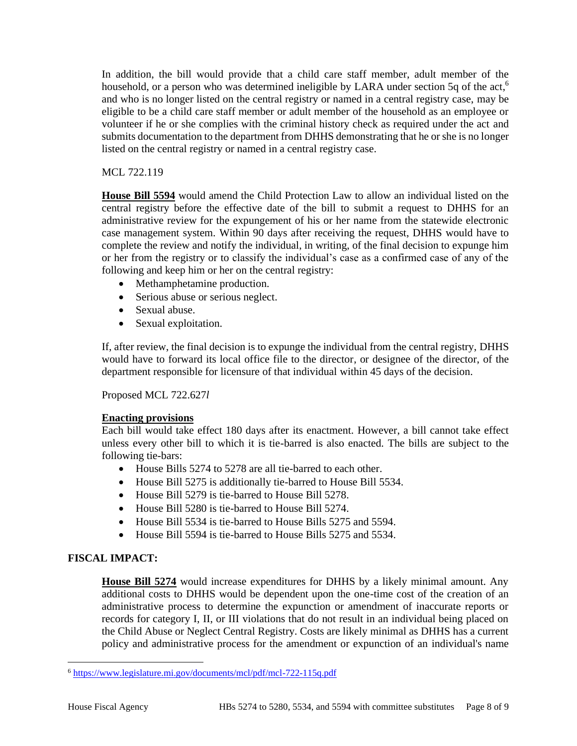In addition, the bill would provide that a child care staff member, adult member of the household, or a person who was determined ineligible by LARA under section 5q of the act,[6] and who is no longer listed on the central registry or named in a central registry case, may be eligible to be a child care staff member or adult member of the household as an employee or volunteer if he or she complies with the criminal history check as required under the act and submits documentation to the department from DHHS demonstrating that he or she is no longer listed on the central registry or named in a central registry case.

MCL 722.119

**House Bill 5594** would amend the Child Protection Law to allow an individual listed on the central registry before the effective date of the bill to submit a request to DHHS for an administrative review for the expungement of his or her name from the statewide electronic case management system. Within 90 days after receiving the request, DHHS would have to complete the review and notify the individual, in writing, of the final decision to expunge him or her from the registry or to classify the individual's case as a confirmed case of any of the following and keep him or her on the central registry:

- Methamphetamine production.
- Serious abuse or serious neglect.
- Sexual abuse.
- Sexual exploitation.

If, after review, the final decision is to expunge the individual from the central registry, DHHS would have to forward its local office file to the director, or designee of the director, of the department responsible for licensure of that individual within 45 days of the decision.

Proposed MCL 722.627*l*

**Enacting provisions**

Each bill would take effect 180 days after its enactment. However, a bill cannot take effect unless every other bill to which it is tie-barred is also enacted. The bills are subject to the following tie-bars:

- House Bills 5274 to 5278 are all tie-barred to each other.
- House Bill 5275 is additionally tie-barred to House Bill 5534.
- House Bill 5279 is tie-barred to House Bill 5278.
- House Bill 5280 is tie-barred to House Bill 5274.
- House Bill 5534 is tie-barred to House Bills 5275 and 5594.
- House Bill 5594 is tie-barred to House Bills 5275 and 5534.

## FISCAL IMPACT:

**House Bill 5274** would increase expenditures for DHHS by a likely minimal amount. Any additional costs to DHHS would be dependent upon the one-time cost of the creation of an administrative process to determine the expunction or amendment of inaccurate reports or records for category I, II, or III violations that do not result in an individual being placed on the Child Abuse or Neglect Central Registry. Costs are likely minimal as DHHS has a current policy and administrative process for the amendment or expunction of an individual's name

[6] https://www.legislature.mi.gov/documents/mcl/pdf/mcl-722-115q.pdf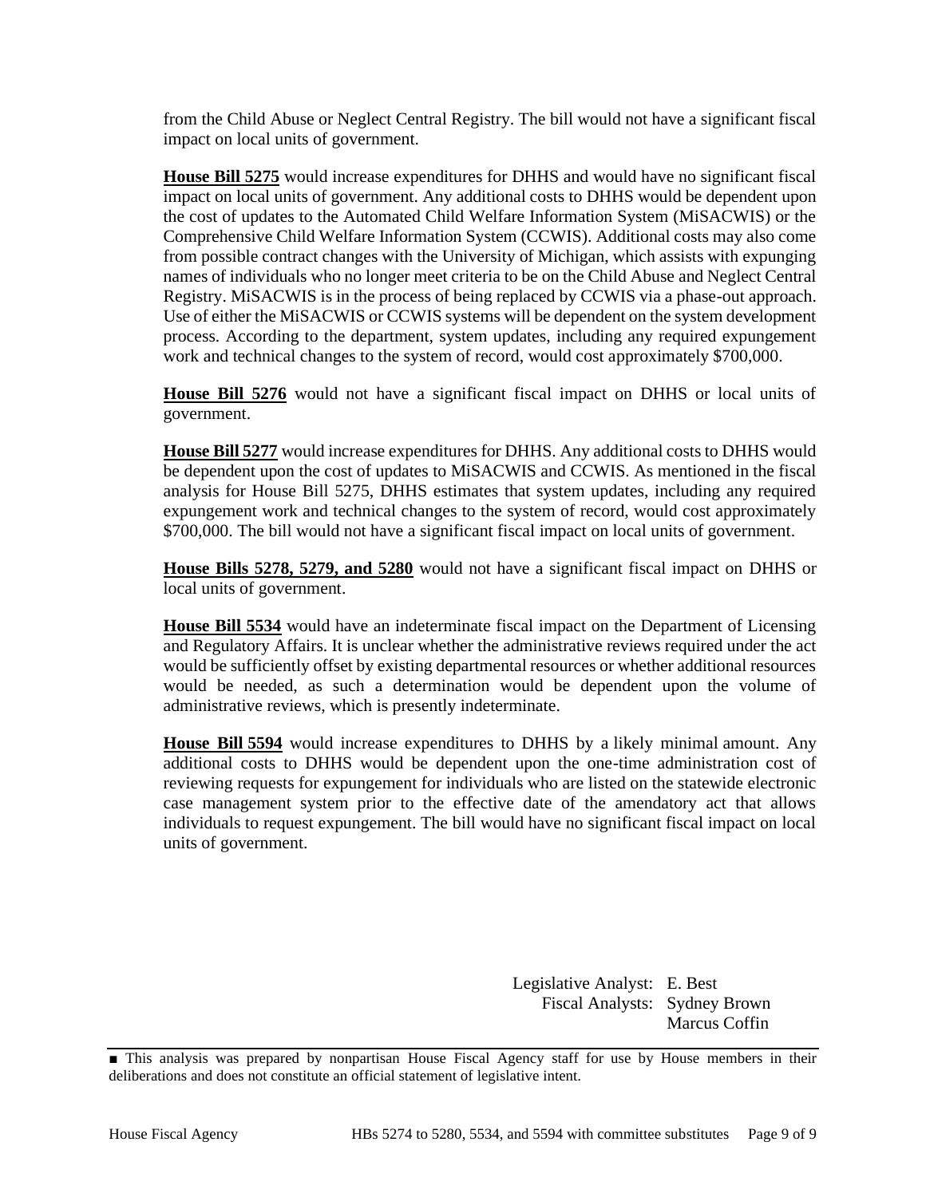from the Child Abuse or Neglect Central Registry. The bill would not have a significant fiscal impact on local units of government.

**House Bill 5275** would increase expenditures for DHHS and would have no significant fiscal impact on local units of government. Any additional costs to DHHS would be dependent upon the cost of updates to the Automated Child Welfare Information System (MiSACWIS) or the Comprehensive Child Welfare Information System (CCWIS). Additional costs may also come from possible contract changes with the University of Michigan, which assists with expunging names of individuals who no longer meet criteria to be on the Child Abuse and Neglect Central Registry. MiSACWIS is in the process of being replaced by CCWIS via a phase-out approach. Use of either the MiSACWIS or CCWIS systems will be dependent on the system development process. According to the department, system updates, including any required expungement work and technical changes to the system of record, would cost approximately $700,000.

**House Bill 5276** would not have a significant fiscal impact on DHHS or local units of government.

**House Bill 5277** would increase expenditures for DHHS. Any additional costs to DHHS would be dependent upon the cost of updates to MiSACWIS and CCWIS. As mentioned in the fiscal analysis for House Bill 5275, DHHS estimates that system updates, including any required expungement work and technical changes to the system of record, would cost approximately $700,000. The bill would not have a significant fiscal impact on local units of government.

**House Bills 5278, 5279, and 5280** would not have a significant fiscal impact on DHHS or local units of government.

**House Bill 5534** would have an indeterminate fiscal impact on the Department of Licensing and Regulatory Affairs. It is unclear whether the administrative reviews required under the act would be sufficiently offset by existing departmental resources or whether additional resources would be needed, as such a determination would be dependent upon the volume of administrative reviews, which is presently indeterminate.

**House Bill 5594** would increase expenditures to DHHS by a likely minimal amount. Any additional costs to DHHS would be dependent upon the one-time administration cost of reviewing requests for expungement for individuals who are listed on the statewide electronic case management system prior to the effective date of the amendatory act that allows individuals to request expungement. The bill would have no significant fiscal impact on local units of government.

Legislative Analyst: E. Best
Fiscal Analysts: Sydney Brown
Marcus Coffin

■ This analysis was prepared by nonpartisan House Fiscal Agency staff for use by House members in their deliberations and does not constitute an official statement of legislative intent.